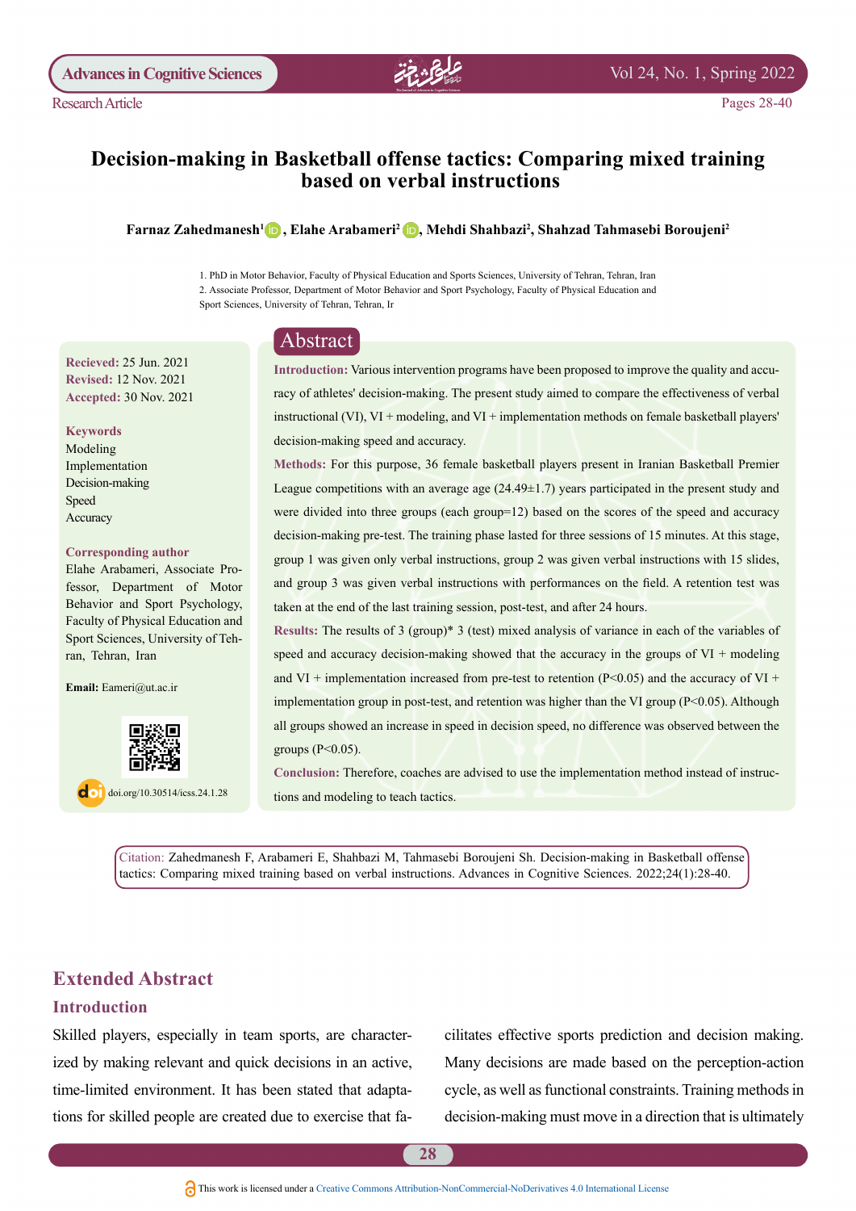Research Article

# Decision-making in Basketball offense tactics: Comparing mixed training based on verbal instructions

**Farnaz Zahedmanesh[1], Elahe Arabameri[2], Mehdi Shahbazi[2], Shahzad Tahmasebi Boroujeni[2]**

1. PhD in Motor Behavior, Faculty of Physical Education and Sports Sciences, University of Tehran, Tehran, Iran
2. Associate Professor, Department of Motor Behavior and Sport Psychology, Faculty of Physical Education and Sport Sciences, University of Tehran, Tehran, Ir

**Recieved:** 25 Jun. 2021
**Revised:** 12 Nov. 2021
**Accepted:** 30 Nov. 2021

**Keywords**
Modeling
Implementation
Decision-making
Speed
Accuracy

**Corresponding author**
Elahe Arabameri, Associate Professor, Department of Motor Behavior and Sport Psychology, Faculty of Physical Education and Sport Sciences, University of Tehran, Tehran, Iran

**Email:** Eameri@ut.ac.ir

doi.org/10.30514/icss.24.1.28

## Abstract

**Introduction:** Various intervention programs have been proposed to improve the quality and accuracy of athletes' decision-making. The present study aimed to compare the effectiveness of verbal instructional (VI), VI + modeling, and VI + implementation methods on female basketball players' decision-making speed and accuracy.

**Methods:** For this purpose, 36 female basketball players present in Iranian Basketball Premier League competitions with an average age (24.49±1.7) years participated in the present study and were divided into three groups (each group=12) based on the scores of the speed and accuracy decision-making pre-test. The training phase lasted for three sessions of 15 minutes. At this stage, group 1 was given only verbal instructions, group 2 was given verbal instructions with 15 slides, and group 3 was given verbal instructions with performances on the field. A retention test was taken at the end of the last training session, post-test, and after 24 hours.

**Results:** The results of 3 (group)* 3 (test) mixed analysis of variance in each of the variables of speed and accuracy decision-making showed that the accuracy in the groups of VI + modeling and VI + implementation increased from pre-test to retention ($P<0.05$) and the accuracy of VI + implementation group in post-test, and retention was higher than the VI group ($P<0.05$). Although all groups showed an increase in speed in decision speed, no difference was observed between the groups ($P<0.05$).

**Conclusion:** Therefore, coaches are advised to use the implementation method instead of instructions and modeling to teach tactics.

Citation: Zahedmanesh F, Arabameri E, Shahbazi M, Tahmasebi Boroujeni Sh. Decision-making in Basketball offense tactics: Comparing mixed training based on verbal instructions. Advances in Cognitive Sciences. 2022;24(1):28-40.

## Extended Abstract

### Introduction

Skilled players, especially in team sports, are characterized by making relevant and quick decisions in an active, time-limited environment. It has been stated that adaptations for skilled people are created due to exercise that facilitates effective sports prediction and decision making. Many decisions are made based on the perception-action cycle, as well as functional constraints. Training methods in decision-making must move in a direction that is ultimately

This work is licensed under a Creative Commons Attribution-NonCommercial-NoDerivatives 4.0 International License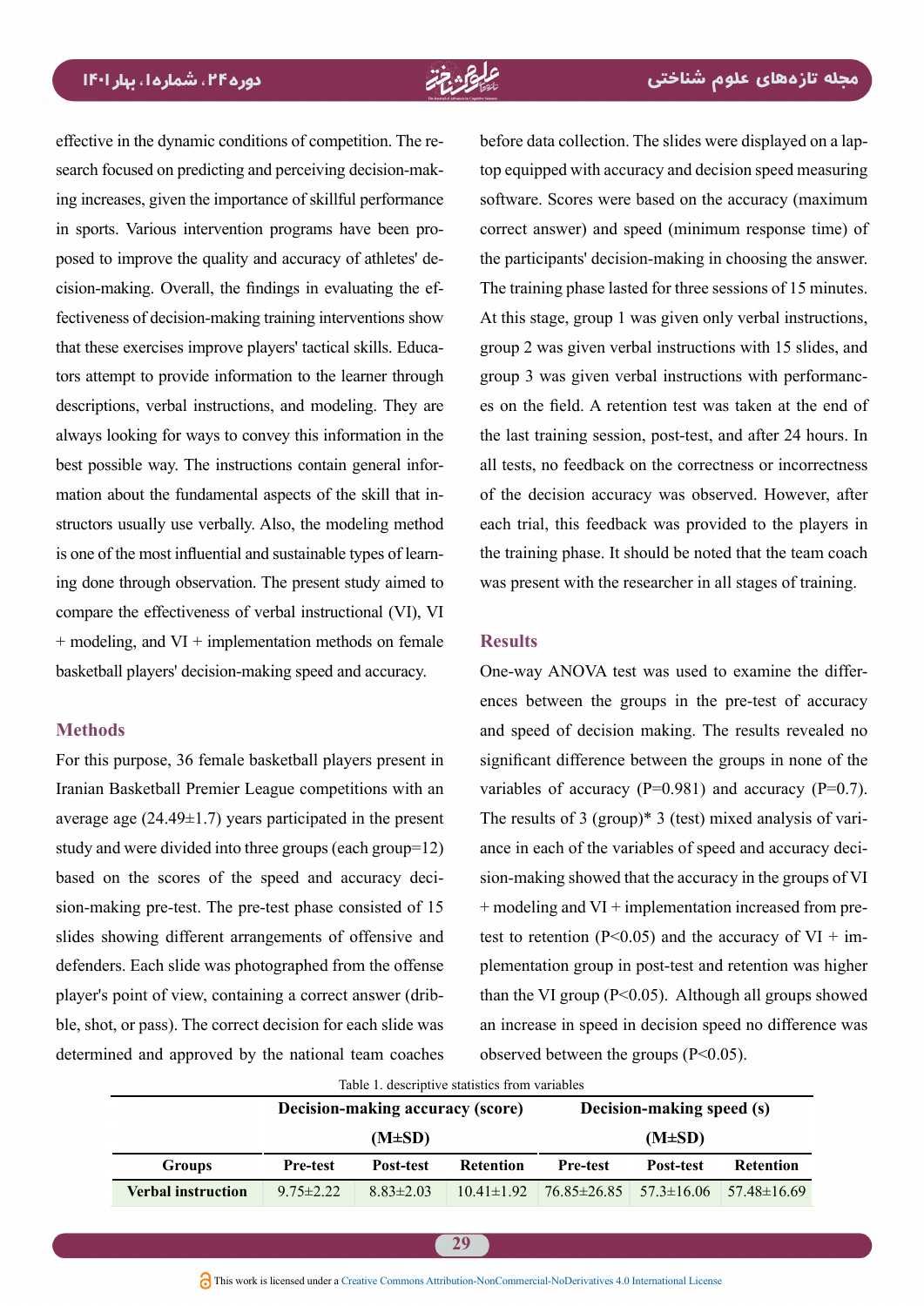effective in the dynamic conditions of competition. The research focused on predicting and perceiving decision-making increases, given the importance of skillful performance in sports. Various intervention programs have been proposed to improve the quality and accuracy of athletes' decision-making. Overall, the findings in evaluating the effectiveness of decision-making training interventions show that these exercises improve players' tactical skills. Educators attempt to provide information to the learner through descriptions, verbal instructions, and modeling. They are always looking for ways to convey this information in the best possible way. The instructions contain general information about the fundamental aspects of the skill that instructors usually use verbally. Also, the modeling method is one of the most influential and sustainable types of learning done through observation. The present study aimed to compare the effectiveness of verbal instructional (VI), VI + modeling, and VI + implementation methods on female basketball players' decision-making speed and accuracy.

## Methods

For this purpose, 36 female basketball players present in Iranian Basketball Premier League competitions with an average age (24.49±1.7) years participated in the present study and were divided into three groups (each group=12) based on the scores of the speed and accuracy decision-making pre-test. The pre-test phase consisted of 15 slides showing different arrangements of offensive and defenders. Each slide was photographed from the offense player's point of view, containing a correct answer (dribble, shot, or pass). The correct decision for each slide was determined and approved by the national team coaches before data collection. The slides were displayed on a laptop equipped with accuracy and decision speed measuring software. Scores were based on the accuracy (maximum correct answer) and speed (minimum response time) of the participants' decision-making in choosing the answer. The training phase lasted for three sessions of 15 minutes. At this stage, group 1 was given only verbal instructions, group 2 was given verbal instructions with 15 slides, and group 3 was given verbal instructions with performances on the field. A retention test was taken at the end of the last training session, post-test, and after 24 hours. In all tests, no feedback on the correctness or incorrectness of the decision accuracy was observed. However, after each trial, this feedback was provided to the players in the training phase. It should be noted that the team coach was present with the researcher in all stages of training.

## Results

One-way ANOVA test was used to examine the differences between the groups in the pre-test of accuracy and speed of decision making. The results revealed no significant difference between the groups in none of the variables of accuracy ($P=0.981$) and accuracy ($P=0.7$). The results of 3 (group)* 3 (test) mixed analysis of variance in each of the variables of speed and accuracy decision-making showed that the accuracy in the groups of VI + modeling and VI + implementation increased from pre-test to retention ($P<0.05$) and the accuracy of VI + implementation group in post-test and retention was higher than the VI group ($P<0.05$). Although all groups showed an increase in speed in decision speed no difference was observed between the groups ($P<0.05$).

Table 1. descriptive statistics from variables

| | Decision-making accuracy (score) (M±SD) | | | Decision-making speed (s) (M±SD) | | |
|---|---|---|---|---|---|---|
| **Groups** | **Pre-test** | **Post-test** | **Retention** | **Pre-test** | **Post-test** | **Retention** |
| **Verbal instruction** | 9.75±2.22 | 8.83±2.03 | 10.41±1.92 | 76.85±26.85 | 57.3±16.06 | 57.48±16.69 |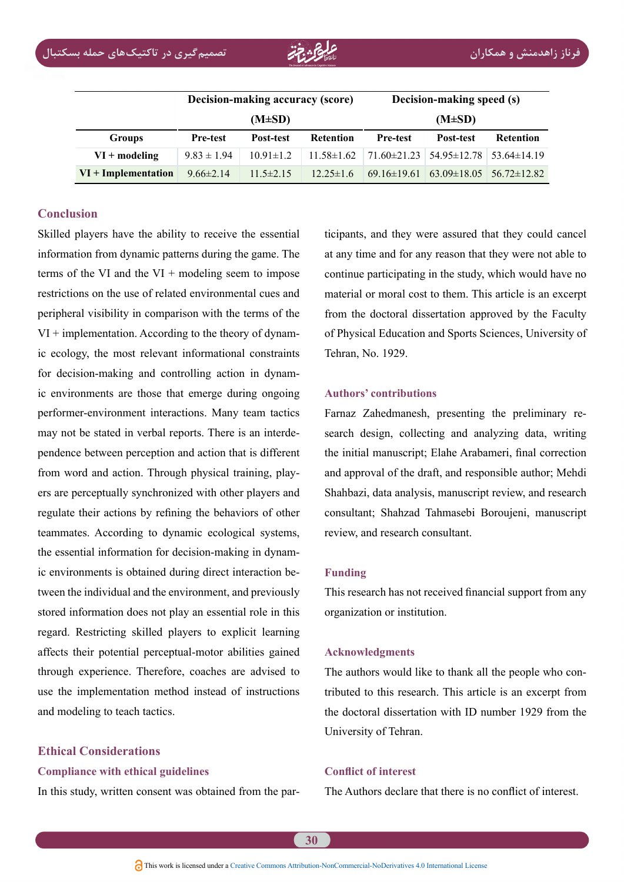| | Decision-making accuracy (score) (M±SD) | | | Decision-making speed (s) (M±SD) | | |
|---|---|---|---|---|---|---|
| Groups | Pre-test | Post-test | Retention | Pre-test | Post-test | Retention |
| VI + modeling | 9.83 ± 1.94 | 10.91±1.2 | 11.58±1.62 | 71.60±21.23 | 54.95±12.78 | 53.64±14.19 |
| VI + Implementation | 9.66±2.14 | 11.5±2.15 | 12.25±1.6 | 69.16±19.61 | 63.09±18.05 | 56.72±12.82 |

## Conclusion

Skilled players have the ability to receive the essential information from dynamic patterns during the game. The terms of the VI and the VI + modeling seem to impose restrictions on the use of related environmental cues and peripheral visibility in comparison with the terms of the VI + implementation. According to the theory of dynamic ecology, the most relevant informational constraints for decision-making and controlling action in dynamic environments are those that emerge during ongoing performer-environment interactions. Many team tactics may not be stated in verbal reports. There is an interdependence between perception and action that is different from word and action. Through physical training, players are perceptually synchronized with other players and regulate their actions by refining the behaviors of other teammates. According to dynamic ecological systems, the essential information for decision-making in dynamic environments is obtained during direct interaction between the individual and the environment, and previously stored information does not play an essential role in this regard. Restricting skilled players to explicit learning affects their potential perceptual-motor abilities gained through experience. Therefore, coaches are advised to use the implementation method instead of instructions and modeling to teach tactics.

## Ethical Considerations

### Compliance with ethical guidelines

In this study, written consent was obtained from the participants, and they were assured that they could cancel at any time and for any reason that they were not able to continue participating in the study, which would have no material or moral cost to them. This article is an excerpt from the doctoral dissertation approved by the Faculty of Physical Education and Sports Sciences, University of Tehran, No. 1929.

### Authors' contributions

Farnaz Zahedmanesh, presenting the preliminary research design, collecting and analyzing data, writing the initial manuscript; Elahe Arabameri, final correction and approval of the draft, and responsible author; Mehdi Shahbazi, data analysis, manuscript review, and research consultant; Shahzad Tahmasebi Boroujeni, manuscript review, and research consultant.

### Funding

This research has not received financial support from any organization or institution.

### Acknowledgments

The authors would like to thank all the people who contributed to this research. This article is an excerpt from the doctoral dissertation with ID number 1929 from the University of Tehran.

### Conflict of interest

The Authors declare that there is no conflict of interest.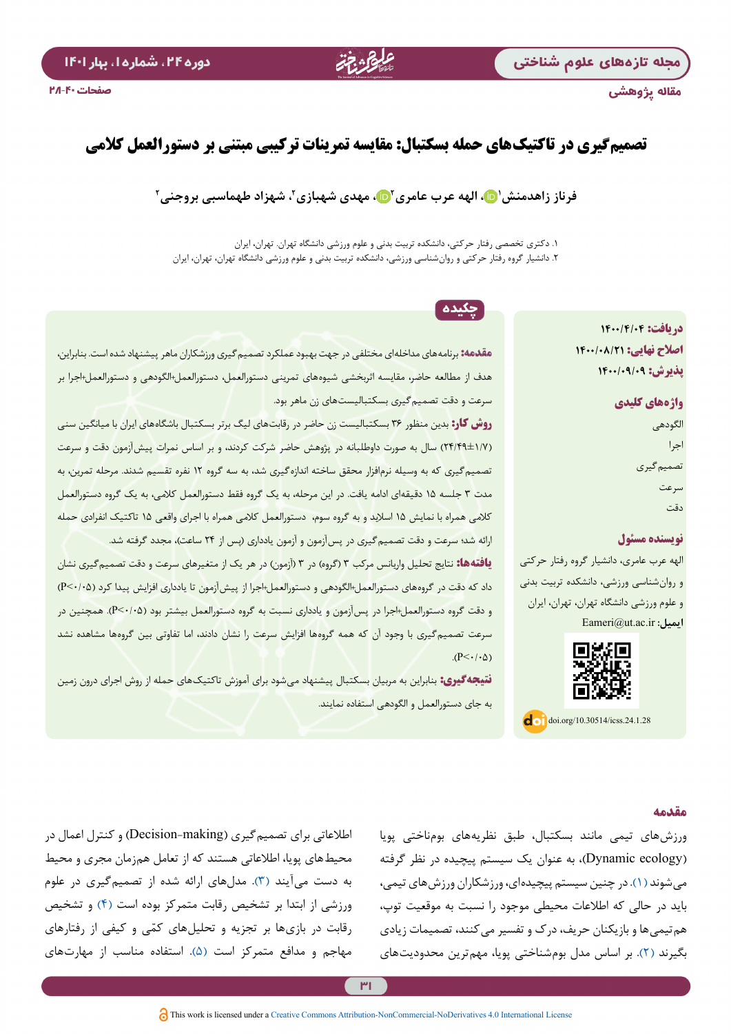مقاله پژوهشی

# تصمیم‌گیری در تاکتیک‌های حمله بسکتبال: مقایسه تمرینات ترکیبی مبتنی بر دستورالعمل کلامی

فرناز زاهدمنش[1]، الهه عرب عامری[2]، مهدی شهبازی[2]، شهزاد طهماسبی بروجنی[2]

۱. دکتری تخصصی رفتار حرکتی، دانشکده تربیت بدنی و علوم ورزشی دانشگاه تهران، تهران، ایران

۲. دانشیار گروه رفتار حرکتی و روان‌شناسی ورزشی، دانشکده تربیت بدنی و علوم ورزشی دانشگاه تهران، تهران، ایران

**دریافت:** ۱۴۰۰/۴/۰۴
**اصلاح نهایی:** ۱۴۰۰/۰۸/۲۱
**پذیرش:** ۱۴۰۰/۰۹/۰۹

**واژه‌های کلیدی**

الگودهی

اجرا

تصمیم‌گیری

سرعت

دقت

**نویسنده مسئول**

الهه عرب عامری، دانشیار گروه رفتار حرکتی و روان‌شناسی ورزشی، دانشکده تربیت بدنی و علوم ورزشی دانشگاه تهران، تهران، ایران

**ایمیل:** Eameri@ut.ac.ir

doi.org/10.30514/icss.24.1.28

## چکیده

**مقدمه:** برنامه‌های مداخله‌ای مختلفی در جهت بهبود عملکرد تصمیم‌گیری ورزشکاران ماهر پیشنهاد شده است. بنابراین، هدف از مطالعه حاضر، مقایسه اثربخشی شیوه‌های تمرینی دستورالعمل، دستورالعمل+الگودهی و دستورالعمل+اجرا بر سرعت و دقت تصمیم‌گیری بسکتبالیست‌های زن ماهر بود.

**روش کار:** بدین منظور ۳۶ بسکتبالیست زن حاضر در رقابت‌های لیگ برتر بسکتبال باشگاه‌های ایران با میانگین سنی (۱/۷±۲۴/۴۹) سال به صورت داوطلبانه در پژوهش حاضر شرکت کردند، و بر اساس نمرات پیش‌آزمون دقت و سرعت تصمیم‌گیری که به وسیله نرم‌افزار محقق ساخته اندازه‌گیری شد، به سه گروه ۱۲ نفره تقسیم شدند. مرحله تمرین، به مدت ۳ جلسه ۱۵ دقیقه‌ای ادامه یافت. در این مرحله، به یک گروه فقط دستورالعمل کلامی، به یک گروه دستورالعمل کلامی همراه با نمایش ۱۵ اسلاید و به گروه سوم، دستورالعمل کلامی همراه با اجرای واقعی ۱۵ تاکتیک انفرادی حمله ارائه شد. سرعت و دقت تصمیم‌گیری در پس‌آزمون و آزمون یادداری (پس از ۲۴ ساعت)، مجدد گرفته شد.

**یافته‌ها:** نتایج تحلیل واریانس مرکب ۳ (گروه) در ۳ (آزمون) در هر یک از متغیرهای سرعت و دقت تصمیم‌گیری نشان داد که دقت در گروه‌های دستورالعمل+الگودهی و دستورالعمل+اجرا از پیش‌آزمون تا یادداری افزایش پیدا کرد (P<۰/۰۵) و دقت گروه دستورالعمل+اجرا در پس‌آزمون و یادداری نسبت به گروه دستورالعمل بیشتر بود (P<۰/۰۵). همچنین در سرعت تصمیم‌گیری با وجود آن که همه گروه‌ها افزایش سرعت را نشان دادند، اما تفاوتی بین گروه‌ها مشاهده نشد (P<۰/۰۵).

**نتیجه‌گیری:** بنابراین به مربیان بسکتبال پیشنهاد می‌شود برای آموزش تاکتیک‌های حمله از روش اجرای درون زمین به جای دستورالعمل و الگودهی استفاده نمایند.

## مقدمه

ورزش‌های تیمی مانند بسکتبال، طبق نظریه‌های بوم‌ناختی پویا (Dynamic ecology)، به عنوان یک سیستم پیچیده در نظر گرفته می‌شوند (۱). در چنین سیستم پیچیده‌ای، ورزشکاران ورزش‌های تیمی، باید در حالی که اطلاعات محیطی موجود را نسبت به موقعیت توپ، هم‌تیمی‌ها و بازیکنان حریف، درک و تفسیر می‌کنند، تصمیمات زیادی بگیرند (۲). بر اساس مدل بوم‌شناختی پویا، مهم‌ترین محدودیت‌های اطلاعاتی برای تصمیم‌گیری (Decision-making) و کنترل اعمال در محیط‌های پویا، اطلاعاتی هستند که از تعامل هم‌زمان مجری و محیط به دست می‌آیند (۳). مدل‌های ارائه شده از تصمیم‌گیری در علوم ورزشی از ابتدا بر تشخیص رقابت متمرکز بوده است (۴) و تشخیص رقابت در بازی‌ها بر تجزیه و تحلیل‌های کمّی و کیفی از رفتارهای مهاجم و مدافع متمرکز است (۵). استفاده مناسب از مهارت‌های

This work is licensed under a Creative Commons Attribution-NonCommercial-NoDerivatives 4.0 International License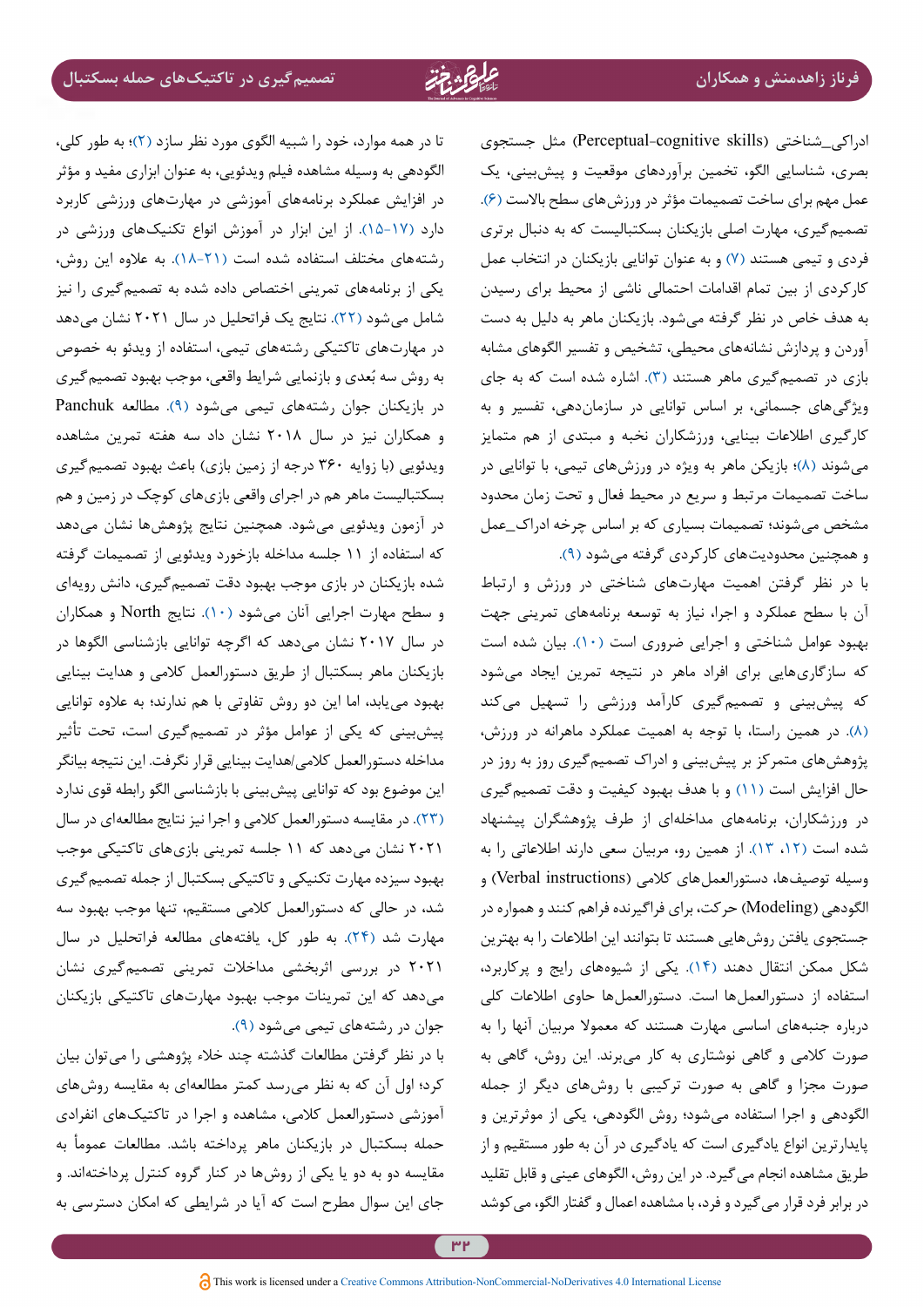ادراکی_شناختی (Perceptual-cognitive skills) مثل جستجوی بصری، شناسایی الگو، تخمین برآوردهای موقعیت و پیش‌بینی، یک عمل مهم برای ساخت تصمیمات مؤثر در ورزش‌های سطح بالاست (۶). تصمیم‌گیری، مهارت اصلی بازیکنان بسکتبالیست که به دنبال برتری فردی و تیمی هستند (۷) و به عنوان توانایی بازیکنان در انتخاب عمل کارکردی از بین تمام اقدامات احتمالی ناشی از محیط برای رسیدن به هدف خاص در نظر گرفته می‌شود. بازیکنان ماهر به دلیل به دست آوردن و پردازش نشانه‌های محیطی، تشخیص و تفسیر الگوهای مشابه بازی در تصمیم‌گیری ماهر هستند (۳). اشاره شده است که به جای ویژگی‌های جسمانی، بر اساس توانایی در سازمان‌دهی، تفسیر و به کارگیری اطلاعات بینایی، ورزشکاران نخبه و مبتدی از هم متمایز می‌شوند (۸)؛ بازیکن ماهر به ویژه در ورزش‌های تیمی، با توانایی در ساخت تصمیمات مرتبط و سریع در محیط فعال و تحت زمان محدود مشخص می‌شوند؛ تصمیمات بسیاری که بر اساس چرخه ادراک_عمل و همچنین محدودیت‌های کارکردی گرفته می‌شود (۹).

با در نظر گرفتن اهمیت مهارت‌های شناختی در ورزش و ارتباط آن با سطح عملکرد و اجرا، نیاز به توسعه برنامه‌های تمرینی جهت بهبود عوامل شناختی و اجرایی ضروری است (۱۰). بیان شده است که سازگاری‌هایی برای افراد ماهر در نتیجه تمرین ایجاد می‌شود که پیش‌بینی و تصمیم‌گیری کارآمد ورزشی را تسهیل می‌کند (۸). در همین راستا، با توجه به اهمیت عملکرد ماهرانه در ورزش، پژوهش‌های متمرکز بر پیش‌بینی و ادراک تصمیم‌گیری روز به روز در حال افزایش است (۱۱) و با هدف بهبود کیفیت و دقت تصمیم‌گیری در ورزشکاران، برنامه‌های مداخله‌ای از طرف پژوهشگران پیشنهاد شده است (۱۲، ۱۳). از همین رو، مربیان سعی دارند اطلاعاتی را به وسیله توصیف‌ها، دستورالعمل‌های کلامی (Verbal instructions) و الگودهی (Modeling) حرکت، برای فراگیرنده فراهم کنند و همواره در جستجوی یافتن روش‌هایی هستند تا بتوانند این اطلاعات را به بهترین شکل ممکن انتقال دهند (۱۴). یکی از شیوه‌های رایج و پرکاربرد، استفاده از دستورالعمل‌ها است. دستورالعمل‌ها حاوی اطلاعات کلی درباره جنبه‌های اساسی مهارت هستند که معمولا مربیان آنها را به صورت کلامی و گاهی نوشتاری به کار می‌برند. این روش، گاهی به صورت مجزا و گاهی به صورت ترکیبی با روش‌های دیگر از جمله الگودهی و اجرا استفاده می‌شود؛ روش الگودهی، یکی از موثرترین و پایدارترین انواع یادگیری است که یادگیری در آن به طور مستقیم و از طریق مشاهده انجام می گیرد. در این روش، الگوهای عینی و قابل تقلید در برابر فرد قرار می‌گیرد و فرد، با مشاهده اعمال و گفتار الگو، می‌کوشد تا در همه موارد، خود را شبیه الگوی مورد نظر سازد (۲)؛ به طور کلی، الگودهی به وسیله مشاهده فیلم ویدئویی، به عنوان ابزاری مفید و مؤثر در افزایش عملکرد برنامه‌های آموزشی در مهارت‌های ورزشی کاربرد دارد (۱۷-۱۵). از این ابزار در آموزش انواع تکنیک‌های ورزشی در رشته‌های مختلف استفاده شده است (۲۱-۱۸). به علاوه این روش، یکی از برنامه‌های تمرینی اختصاص داده شده به تصمیم‌گیری را نیز شامل می‌شود (۲۲). نتایج یک فراتحلیل در سال ۲۰۲۱ نشان می‌دهد در مهارت‌های تاکتیکی رشته‌های تیمی، استفاده از ویدئو به خصوص به روش سه بُعدی و بازنمایی شرایط واقعی، موجب بهبود تصمیم‌گیری در بازیکنان جوان رشته‌های تیمی می‌شود (۹). مطالعه Panchuk و همکاران نیز در سال ۲۰۱۸ نشان داد سه هفته تمرین مشاهده ویدئویی (با زاویه ۳۶۰ درجه از زمین بازی) باعث بهبود تصمیم‌گیری بسکتبالیست ماهر هم در اجرای واقعی بازی‌های کوچک در زمین و هم در آزمون ویدئویی می‌شود. همچنین نتایج پژوهش‌ها نشان می‌دهد که استفاده از ۱۱ جلسه مداخله بازخورد ویدئویی از تصمیمات گرفته شده بازیکنان در بازی موجب بهبود دقت تصمیم‌گیری، دانش رویه‌ای و سطح مهارت اجرایی آنان می‌شود (۱۰). نتایج North و همکاران در سال ۲۰۱۷ نشان می‌دهد که اگرچه توانایی بازشناسی الگوها در بازیکنان ماهر بسکتبال از طریق دستورالعمل کلامی و هدایت بینایی بهبود می‌یابد، اما این دو روش تفاوتی با هم ندارند؛ به علاوه توانایی پیش‌بینی که یکی از عوامل مؤثر در تصمیم‌گیری است، تحت تأثیر مداخله دستورالعمل کلامی/هدایت بینایی قرار نگرفت. این نتیجه بیانگر این موضوع بود که توانایی پیش‌بینی با بازشناسی الگو رابطه قوی ندارد (۲۳). در مقایسه دستورالعمل کلامی و اجرا نیز نتایج مطالعه‌ای در سال ۲۰۲۱ نشان می‌دهد که ۱۱ جلسه تمرینی بازی‌های تاکتیکی موجب بهبود سیزده مهارت تکنیکی و تاکتیکی بسکتبال از جمله تصمیم‌گیری شد، در حالی که دستورالعمل کلامی مستقیم، تنها موجب بهبود سه مهارت شد (۲۴). به طور کل، یافته‌های مطالعه فراتحلیل در سال ۲۰۲۱ در بررسی اثربخشی مداخلات تمرینی تصمیم‌گیری نشان می‌دهد که این تمرینات موجب بهبود مهارت‌های تاکتیکی بازیکنان جوان در رشته‌های تیمی می‌شود (۹).

با در نظر گرفتن مطالعات گذشته چند خلاء پژوهشی را می‌توان بیان کرد؛ اول آن که به نظر می‌رسد کمتر مطالعه‌ای به مقایسه روش‌های آموزشی دستورالعمل کلامی، مشاهده و اجرا در تاکتیک‌های انفرادی حمله بسکتبال در بازیکنان ماهر پرداخته باشد. مطالعات عموماً به مقایسه دو به دو یا یکی از روش‌ها در کنار گروه کنترل پرداخته‌اند. و جای این سوال مطرح است که آیا در شرایطی که امکان دسترسی به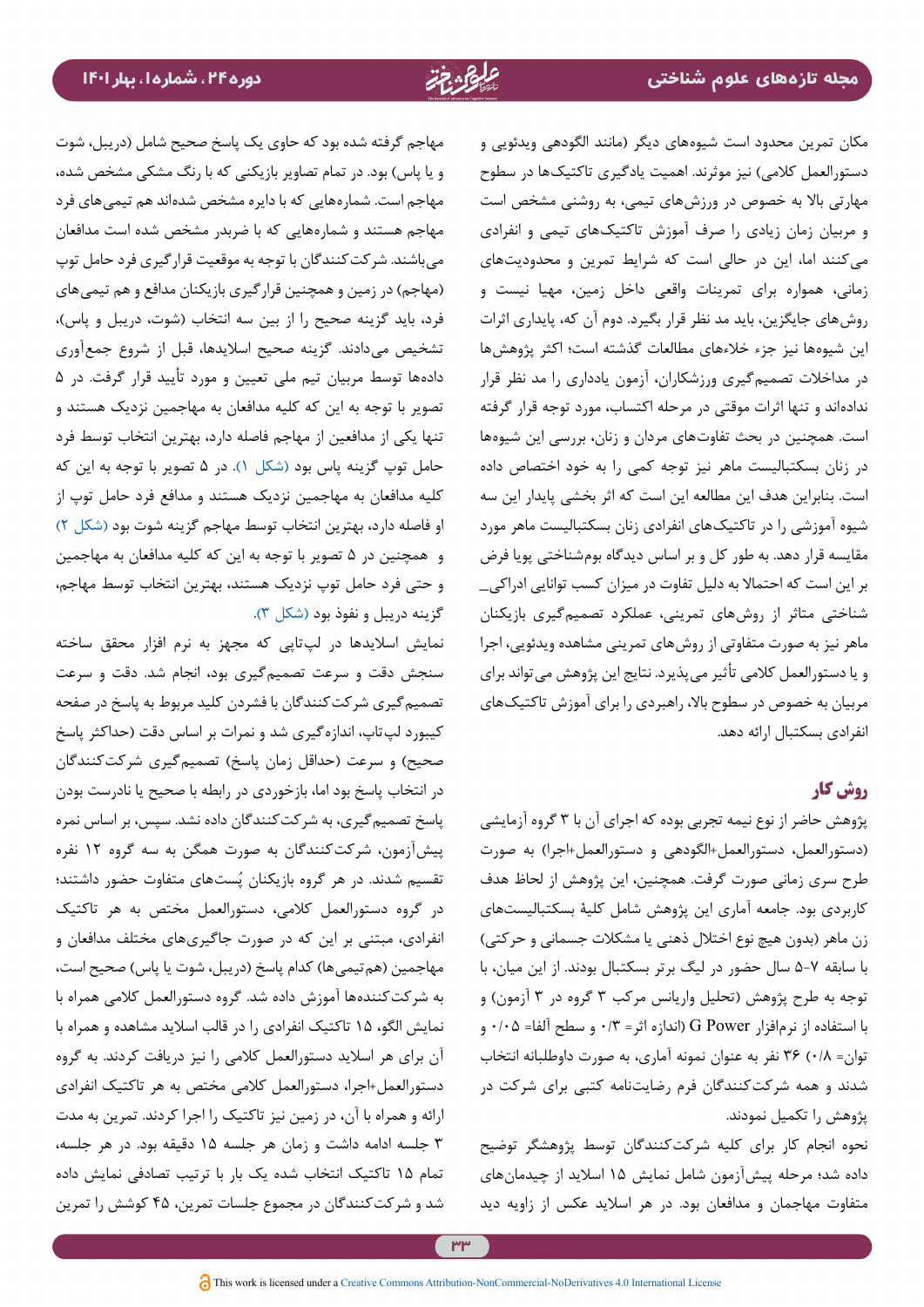مکان تمرین محدود است شیوه‌های دیگر (مانند الگودهی ویدئویی و دستورالعمل کلامی) نیز موثرند. اهمیت یادگیری تاکتیک‌ها در سطوح مهارتی بالا به خصوص در ورزش‌های تیمی، به روشنی مشخص است و مربیان زمان زیادی را صرف آموزش تاکتیک‌های تیمی و انفرادی می‌کنند اما، این در حالی است که شرایط تمرین و محدودیت‌های زمانی، همواره برای تمرینات واقعی داخل زمین، مهیا نیست و روش‌های جایگزین، باید مد نظر قرار بگیرد. دوم آن که، پایداری اثرات این شیوه‌ها نیز جزء خلاءهای مطالعات گذشته است؛ اکثر پژوهش‌ها در مداخلات تصمیم‌گیری ورزشکاران، آزمون یادداری را مد نظر قرار نداده‌اند و تنها اثرات موقتی در مرحله اکتساب، مورد توجه قرار گرفته است. همچنین در بحث تفاوت‌های مردان و زنان، بررسی این شیوه‌ها در زنان بسکتبالیست ماهر نیز توجه کمی را به خود اختصاص داده است. بنابراین هدف این مطالعه این است که اثر بخشی پایدار این سه شیوه آموزشی را در تاکتیک‌های انفرادی زنان بسکتبالیست ماهر مورد مقایسه قرار دهد. به طور کل و بر اساس دیدگاه بوم‌شناختی پویا فرض بر این است که احتمالا به دلیل تفاوت در میزان کسب توانایی ادراکی_شناختی متاثر از روش‌های تمرینی، عملکرد تصمیم‌گیری بازیکنان ماهر نیز به صورت متفاوتی از روش‌های تمرینی مشاهده ویدیویی، اجرا و یا دستورالعمل کلامی تأثیر می‌پذیرد. نتایج این پژوهش می‌تواند برای مربیان به خصوص در سطوح بالا، راهبردی را برای آموزش تاکتیک‌های انفرادی بسکتبال ارائه دهد.

## روش کار

پژوهش حاضر از نوع نیمه تجربی بوده که اجرای آن با ۳ گروه آزمایشی (دستورالعمل، دستورالعمل+الگودهی و دستورالعمل+اجرا) به صورت طرح سری زمانی صورت گرفت. همچنین، این پژوهش از لحاظ هدف کاربردی بود. جامعه آماری این پژوهش شامل کلیهٔ بسکتبالیست‌های زن ماهر (بدون هیچ نوع اختلال ذهنی یا مشکلات جسمانی و حرکتی) با سابقه ۷-۵ سال حضور در لیگ برتر بسکتبال بودند. از این میان، با توجه به طرح پژوهش (تحلیل واریانس مرکب ۳ گروه در ۳ آزمون) و با استفاده از نرم‌افزار G Power (اندازه اثر= ۰/۳ و سطح آلفا= ۰/۰۵ و توان= ۰/۸) ۳۶ نفر به عنوان نمونه آماری، به صورت داوطلبانه انتخاب شدند و همه شرکت‌کنندگان فرم رضایت‌نامه کتبی برای شرکت در پژوهش را تکمیل نمودند.

نحوه انجام کار برای کلیه شرکت‌کنندگان توسط پژوهشگر توضیح داده شد؛ مرحله پیش‌آزمون شامل نمایش ۱۵ اسلاید از چیدمان‌های متفاوت مهاجمان و مدافعان بود. در هر اسلاید عکس از زاویه دید مهاجم گرفته شده بود که حاوی یک پاسخ صحیح شامل (دریبل، شوت و یا پاس) بود. در تمام تصاویر بازیکنی که با رنگ مشکی مشخص شده، مهاجم است. شماره‌هایی که با دایره مشخص شده‌اند هم تیمی‌های فرد مهاجم هستند و شماره‌هایی که با ضربدر مشخص شده است مدافعان می‌باشند. شرکت‌کنندگان با توجه به موقعیت قرارگیری فرد حامل توپ (مهاجم) در زمین و همچنین قرارگیری بازیکنان مدافع و هم تیمی‌های فرد، باید گزینه صحیح را از بین سه انتخاب (شوت، دریبل و پاس)، تشخیص می‌دادند. گزینه صحیح اسلایدها، قبل از شروع جمع‌آوری داده‌ها توسط مربیان تیم ملی تعیین و مورد تأیید قرار گرفت. در ۵ تصویر با توجه به این که کلیه مدافعان به مهاجمین نزدیک هستند و تنها یکی از مدافعین از مهاجم فاصله دارد، بهترین انتخاب توسط فرد حامل توپ گزینه پاس بود (شکل ۱). در ۵ تصویر با توجه به این که کلیه مدافعان به مهاجمین نزدیک هستند و مدافع فرد حامل توپ از او فاصله دارد، بهترین انتخاب توسط مهاجم گزینه شوت بود (شکل ۲) و همچنین در ۵ تصویر با توجه به این که کلیه مدافعان به مهاجمین و حتی فرد حامل توپ نزدیک هستند، بهترین انتخاب توسط مهاجم، گزینه دریبل و نفوذ بود (شکل ۳).

نمایش اسلایدها در لپ‌تاپی که مجهز به نرم افزار محقق ساخته سنجش دقت و سرعت تصمیم‌گیری بود، انجام شد. دقت و سرعت تصمیم‌گیری شرکت‌کنندگان با فشردن کلید مربوط به پاسخ در صفحه کیبورد لپ تاپ، اندازه‌گیری شد و نمرات بر اساس دقت (حداکثر پاسخ صحیح) و سرعت (حداقل زمان پاسخ) تصمیم‌گیری شرکت‌کنندگان در انتخاب پاسخ بود اما، بازخوردی در رابطه با صحیح یا نادرست بودن پاسخ تصمیم‌گیری، به شرکت‌کنندگان داده نشد. سپس، بر اساس نمره پیش‌آزمون، شرکت‌کنندگان به صورت همگن به سه گروه ۱۲ نفره تقسیم شدند. در هر گروه بازیکنان پُست‌های متفاوت حضور داشتند؛ در گروه دستورالعمل کلامی، دستورالعمل مختص به هر تاکتیک انفرادی، مبتنی بر این که در صورت جاگیری‌های مختلف مدافعان و مهاجمین (هم‌تیمی‌ها) کدام پاسخ (دریبل، شوت یا پاس) صحیح است، به شرکت‌کننده‌ها آموزش داده شد. گروه دستورالعمل کلامی همراه با نمایش الگو، ۱۵ تاکتیک انفرادی را در قالب اسلاید مشاهده و همراه با آن برای هر اسلاید دستورالعمل کلامی را نیز دریافت کردند. به گروه دستورالعمل+اجرا، دستورالعمل کلامی مختص به هر تاکتیک انفرادی ارائه و همراه با آن، در زمین نیز تاکتیک را اجرا کردند. تمرین به مدت ۳ جلسه ادامه داشت و زمان هر جلسه ۱۵ دقیقه بود. در هر جلسه، تمام ۱۵ تاکتیک انتخاب شده یک بار با ترتیب تصادفی نمایش داده شد و شرکت‌کنندگان در مجموع جلسات تمرین، ۴۵ کوشش را تمرین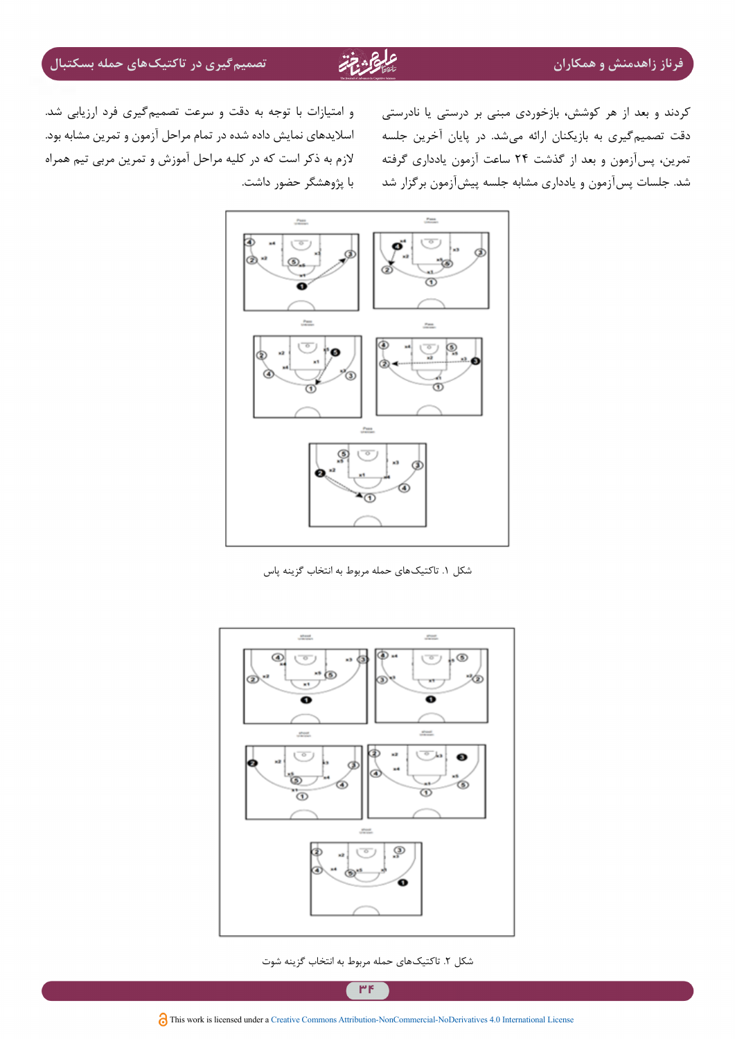کردند و بعد از هر کوشش، بازخوردی مبنی بر درستی یا نادرستی دقت تصمیم‌گیری به بازیکنان ارائه می‌شد. در پایان آخرین جلسه تمرین، پس‌آزمون و بعد از گذشت ۲۴ ساعت آزمون یادداری گرفته شد. جلسات پس‌آزمون و یادداری مشابه جلسه پیش‌آزمون برگزار شد و امتیازات با توجه به دقت و سرعت تصمیم‌گیری فرد ارزیابی شد. اسلایدهای نمایش داده شده در تمام مراحل آزمون و تمرین مشابه بود. لازم به ذکر است که در کلیه مراحل آموزش و تمرین مربی تیم همراه با پژوهشگر حضور داشت.

شکل ۱. تاکتیک‌های حمله مربوط به انتخاب گزینه پاس

شکل ۲. تاکتیک‌های حمله مربوط به انتخاب گزینه شوت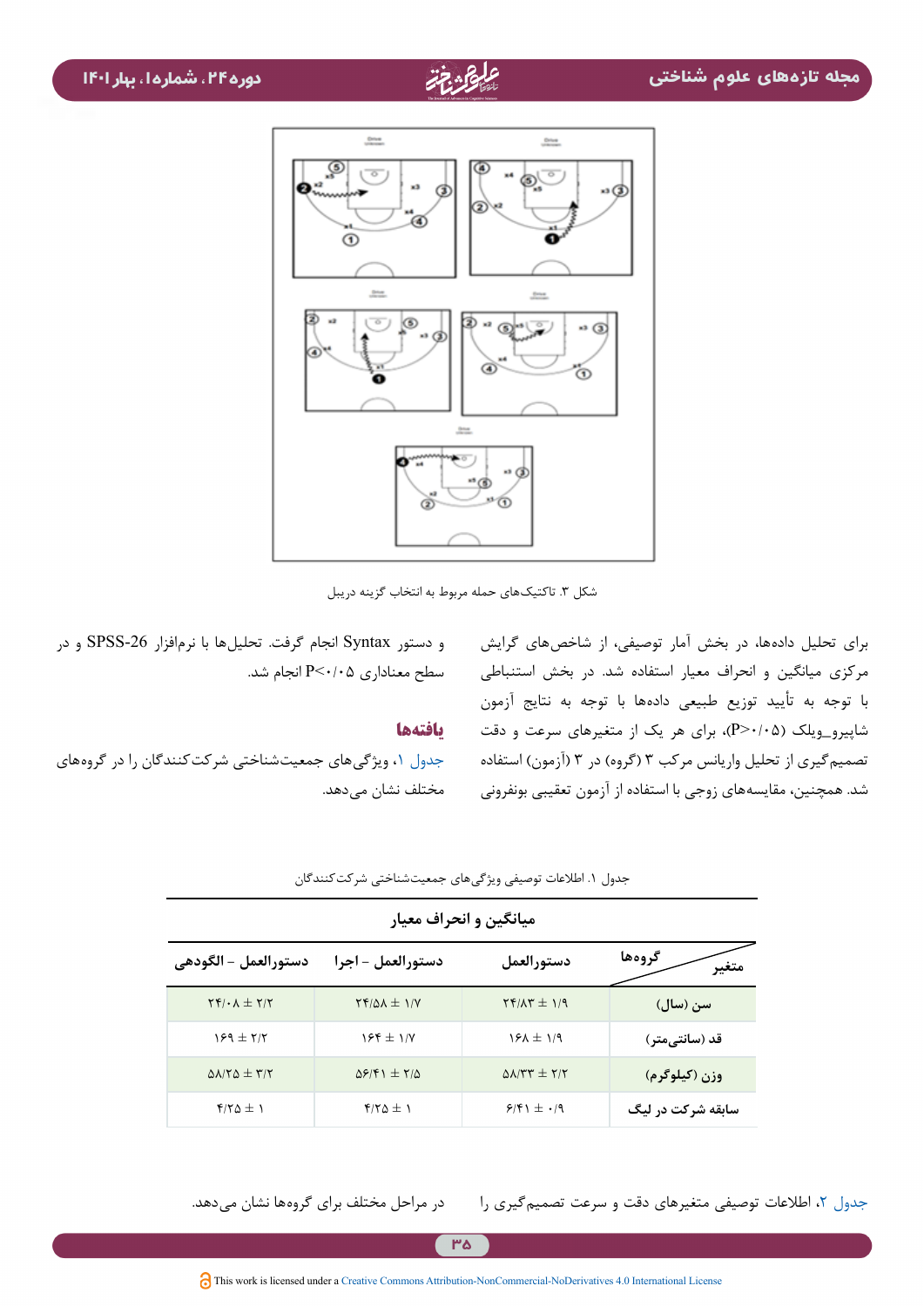شکل ۳. تاکتیک‌های حمله مربوط به انتخاب گزینه دریبل

برای تحلیل داده‌ها، در بخش آمار توصیفی، از شاخص‌های گرایش مرکزی میانگین و انحراف معیار استفاده شد. در بخش استنباطی با توجه به تأیید توزیع طبیعی داده‌ها با توجه به نتایج آزمون شاپیرو_ویلک ($P>0.05$)، برای هر یک از متغیرهای سرعت و دقت تصمیم‌گیری از تحلیل واریانس مرکب ۳ (گروه) در ۳ (آزمون) استفاده شد. همچنین، مقایسه‌های زوجی با استفاده از آزمون تعقیبی بونفرونی و دستور Syntax انجام گرفت. تحلیل‌ها با نرم‌افزار SPSS-26 و در سطح معناداری $P<0.05$ انجام شد.

## یافته‌ها

جدول ۱، ویژگی‌های جمعیت‌شناختی شرکت‌کنندگان را در گروه‌های مختلف نشان می‌دهد.

جدول ۱. اطلاعات توصیفی ویژگی‌های جمعیت‌شناختی شرکت‌کنندگان

| | میانگین و انحراف معیار | | |
|---|---|---|---|
| گروه‌ها / متغیر | دستورالعمل | دستورالعمل – اجرا | دستورالعمل – الگودهی |
| سن (سال) | ۲۴/۸۳ ± ۱/۹ | ۲۴/۵۸ ± ۱/۷ | ۲۴/۰۸ ± ۲/۲ |
| قد (سانتی‌متر) | ۱۶۸ ± ۱/۹ | ۱۶۴ ± ۱/۷ | ۱۶۹ ± ۲/۲ |
| وزن (کیلوگرم) | ۵۸/۳۳ ± ۲/۲ | ۵۶/۴۱ ± ۲/۵ | ۵۸/۲۵ ± ۳/۲ |
| سابقه شرکت در لیگ | ۶/۴۱ ± ۰/۹ | ۴/۲۵ ± ۱ | ۴/۲۵ ± ۱ |

جدول ۲، اطلاعات توصیفی متغیرهای دقت و سرعت تصمیم‌گیری را در مراحل مختلف برای گروه‌ها نشان می‌دهد.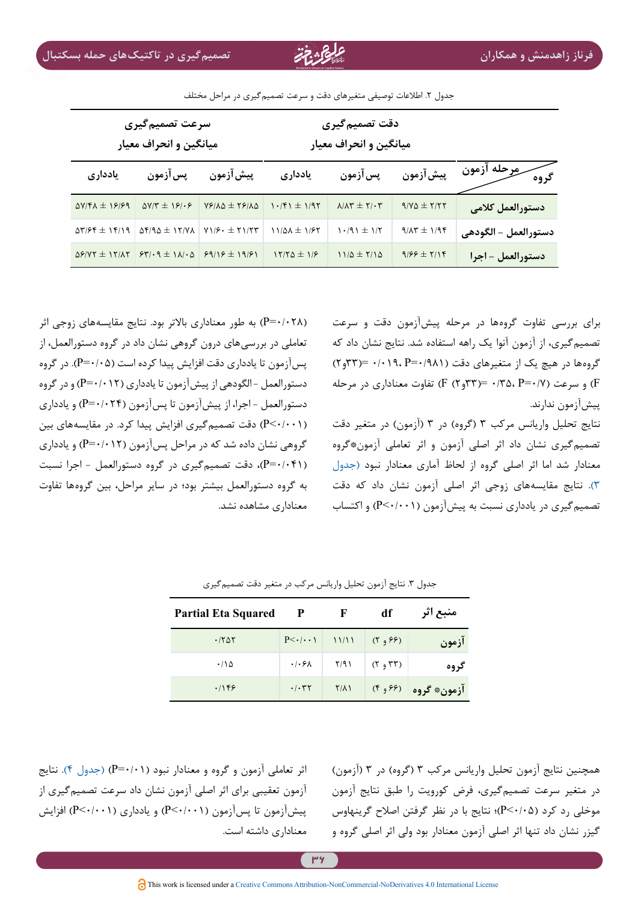جدول ۲. اطلاعات توصیفی متغیرهای دقت و سرعت تصمیم‌گیری در مراحل مختلف

| گروه / مرحله آزمون | دقت تصمیم‌گیری میانگین و انحراف معیار | | | سرعت تصمیم‌گیری میانگین و انحراف معیار | | |
|---|---|---|---|---|---|---|
| | پیش‌آزمون | پس‌آزمون | یادداری | پیش‌آزمون | پس‌آزمون | یادداری |
| دستورالعمل کلامی | ۹/۷۵ ± ۲/۲۲ | ۸/۸۳ ± ۲/۰۳ | ۱۰/۴۱ ± ۱/۹۲ | ۷۶/۸۵ ± ۲۶/۸۵ | ۵۷/۳ ± ۱۶/۰۶ | ۵۷/۴۸ ± ۱۶/۶۹ |
| دستورالعمل – الگودهی | ۹/۸۳ ± ۱/۹۴ | ۱۰/۹۱ ± ۱/۲ | ۱۱/۵۸ ± ۱/۶۲ | ۷۱/۶۰ ± ۲۱/۲۳ | ۵۴/۹۵ ± ۱۲/۷۸ | ۵۳/۶۴ ± ۱۴/۱۹ |
| دستورالعمل – اجرا | ۹/۶۶ ± ۲/۱۴ | ۱۱/۵ ± ۲/۱۵ | ۱۲/۲۵ ± ۱/۶ | ۶۹/۱۶ ± ۱۹/۶۱ | ۶۳/۰۹ ± ۱۸/۰۵ | ۵۶/۷۲ ± ۱۲/۸۲ |

برای بررسی تفاوت گروه‌ها در مرحله پیش‌آزمون دقت و سرعت تصمیم‌گیری، از آزمون آنوا یک راهه استفاده شد. نتایج نشان داد که گروه‌ها در هیچ یک از متغیرهای دقت (P=۰/۹۸۱، ۰/۰۱۹= (۲و۳۳) F) و سرعت (P=۰/۷، ۰/۳۵= (۲و۳۳) F) تفاوت معناداری در مرحله پیش‌آزمون ندارند.

نتایج تحلیل واریانس مرکب ۳ (گروه) در ۳ (آزمون) در متغیر دقت تصمیم‌گیری نشان داد اثر اصلی آزمون و اثر تعاملی آزمون*گروه معنادار شد اما اثر اصلی گروه از لحاظ آماری معنادار نبود (جدول ۳). نتایج مقایسه‌های زوجی اثر اصلی آزمون نشان داد که دقت تصمیم‌گیری در یادداری نسبت به پیش‌آزمون (P<۰/۰۰۱) و اکتساب (P=۰/۰۲۸) به طور معناداری بالاتر بود. نتایج مقایسه‌های زوجی تعاملی در بررسی‌های درون گروهی نشان داد که در گروه دستورالعمل، از پس‌آزمون تا یادداری دقت افزایش پیدا کرده است (P=۰/۰۵). در گروه دستورالعمل - الگودهی از پیش‌آزمون تا یادداری (P=۰/۰۱۲) و در گروه دستورالعمل - اجرا، از پیش‌آزمون تا پس‌آزمون (P=۰/۰۲۴) و یادداری (P<۰/۰۰۱) دقت تصمیم‌گیری افزایش پیدا کرد. در مقایسه‌های بین گروهی نشان داده شد که در مراحل پس‌آزمون (P=۰/۰۱۲) و یادداری (P=۰/۰۴۱)، دقت تصمیم‌گیری در گروه دستورالعمل - اجرا نسبت به گروه دستورالعمل بیشتر بود؛ در سایر مراحل، بین گروه‌ها تفاوت معناداری مشاهده نشد.

جدول ۳. نتایج آزمون تحلیل واریانس مرکب در متغیر دقت تصمیم‌گیری

| منبع اثر | df | F | P | Partial Eta Squared |
|---|---|---|---|---|
| آزمون | (۲ و ۶۶) | ۱۱/۱۱ | P<۰/۰۰۱ | ۰/۲۵۲ |
| گروه | (۲ و ۳۳) | ۲/۹۱ | ۰/۰۶۸ | ۰/۱۵ |
| آزمون* گروه | (۴ و ۶۶) | ۲/۸۱ | ۰/۰۳۲ | ۰/۱۴۶ |

همچنین نتایج آزمون تحلیل واریانس مرکب ۳ (گروه) در ۳ (آزمون) در متغیر سرعت تصمیم‌گیری، فرض کرویت را طبق نتایج آزمون موخلی رد کرد (P<۰/۰۵)؛ نتایج با در نظر گرفتن اصلاح گرینهاوس گیزر نشان داد تنها اثر اصلی آزمون معنادار بود ولی اثر اصلی گروه و اثر تعاملی آزمون و گروه و معنادار نبود (P=۰/۰۱) (جدول ۴). نتایج آزمون تعقیبی برای اثر اصلی آزمون نشان داد سرعت تصمیم‌گیری از پیش‌آزمون تا پس‌آزمون (P<۰/۰۰۱) و یادداری (P<۰/۰۰۱) افزایش معناداری داشته است.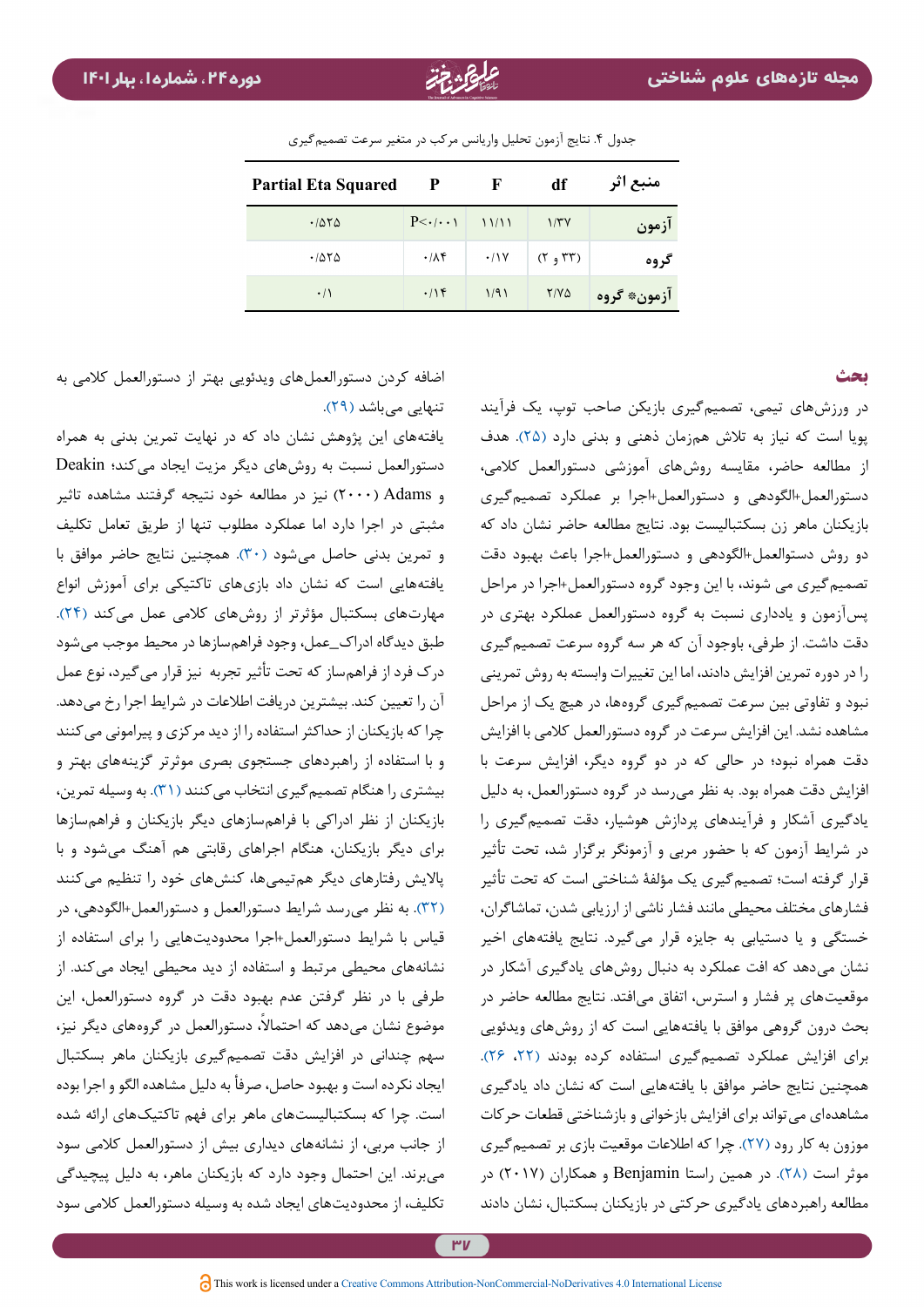جدول ۴. نتایج آزمون تحلیل واریانس مرکب در متغیر سرعت تصمیم‌گیری

| منبع اثر | df | F | P | Partial Eta Squared |
|---|---|---|---|---|
| آزمون | ۱/۳۷ | ۱۱/۱۱ | P<۰/۰۰۱ | ۰/۵۲۵ |
| گروه | (۲ و ۳۳) | ۰/۱۷ | ۰/۸۴ | ۰/۵۲۵ |
| آزمون* گروه | ۲/۷۵ | ۱/۹۱ | ۰/۱۴ | ۰/۱ |

## بحث

در ورزش‌های تیمی، تصمیم‌گیری بازیکن صاحب توپ، یک فرآیند پویا است که نیاز به تلاش هم‌زمان ذهنی و بدنی دارد (۲۵). هدف از مطالعه حاضر، مقایسه روش‌های آموزشی دستورالعمل کلامی، دستورالعمل+الگودهی و دستورالعمل+اجرا بر عملکرد تصمیم‌گیری بازیکنان ماهر زن بسکتبالیست بود. نتایج مطالعه حاضر نشان داد که دو روش دستولعمل+الگودهی و دستورالعمل+اجرا باعث بهبود دقت تصمیم‌گیری می شوند، با این وجود گروه دستورالعمل+اجرا در مراحل پس‌آزمون و یادداری نسبت به گروه دستورالعمل عملکرد بهتری در دقت داشت. از طرفی، باوجود آن که هر سه گروه سرعت تصمیم‌گیری را در دوره تمرین افزایش دادند، اما این تغییرات وابسته به روش تمرینی نبود و تفاوتی بین سرعت تصمیم‌گیری گروه‌ها، در هیچ یک از مراحل مشاهده نشد. این افزایش سرعت در گروه دستورالعمل کلامی با افزایش دقت همراه نبود؛ در حالی که در دو گروه دیگر، افزایش سرعت با افزایش دقت همراه بود. به نظر می‌رسد در گروه دستورالعمل، به دلیل یادگیری آشکار و فرآیندهای پردازش هوشیار، دقت تصمیم‌گیری را در شرایط آزمون که با حضور مربی و آزمونگر برگزار شد، تحت تأثیر قرار گرفته است؛ تصمیم‌گیری یک مؤلفهٔ شناختی است که تحت تأثیر فشارهای مختلف محیطی مانند فشار ناشی از ارزیابی شدن، تماشاگران، خستگی و یا دستیابی به جایزه قرار می‌گیرد. نتایج یافته‌های اخیر نشان می‌دهد که افت عملکرد به دنبال روش‌های یادگیری آشکار در موقعیت‌های پر فشار و استرس، اتفاق می‌افتد. نتایج مطالعه حاضر در بحث درون گروهی موافق با یافته‌هایی است که از روش‌های ویدئویی برای افزایش عملکرد تصمیم‌گیری استفاده کرده بودند (۲۲، ۲۶). همچنین نتایج حاضر موافق با یافته‌هایی است که نشان داد یادگیری مشاهده‌ای می‌تواند برای افزایش بازخوانی و بازشناختی قطعات حرکات موزون به کار رود (۲۷). چرا که اطلاعات موقعیت بازی بر تصمیم‌گیری موثر است (۲۸). در همین راستا Benjamin و همکاران (۲۰۱۷) در مطالعه راهبردهای یادگیری حرکتی در بازیکنان بسکتبال، نشان دادند اضافه کردن دستورالعمل‌های ویدئویی بهتر از دستورالعمل کلامی به تنهایی می‌باشد (۲۹).

یافته‌های این پژوهش نشان داد که در نهایت تمرین بدنی به همراه دستورالعمل نسبت به روش‌های دیگر مزیت ایجاد می‌کند؛ Deakin و Adams (۲۰۰۰) نیز در مطالعه خود نتیجه گرفتند مشاهده تاثیر مثبتی در اجرا دارد اما عملکرد مطلوب تنها از طریق تعامل تکلیف و تمرین بدنی حاصل می‌شود (۳۰). همچنین نتایج حاضر موافق با یافته‌هایی است که نشان داد بازی‌های تاکتیکی برای آموزش انواع مهارت‌های بسکتبال مؤثرتر از روش‌های کلامی عمل می‌کنند (۲۴). طبق دیدگاه ادراک_عمل، وجود فراهم‌سازها در محیط موجب می‌شود درک فرد از فراهم‌ساز که تحت تأثیر تجربه نیز قرار می‌گیرد، نوع عمل آن را تعیین کند. بیشترین دریافت اطلاعات در شرایط اجرا رخ می‌دهد. چرا که بازیکنان از حداکثر استفاده را از دید مرکزی و پیرامونی می‌کنند و با استفاده از راهبردهای جستجوی بصری موثرتر گزینه‌های بهتر و بیشتری را هنگام تصمیم‌گیری انتخاب می‌کنند (۳۱). به وسیله تمرین، بازیکنان از نظر ادراکی با فراهم‌سازهای دیگر بازیکنان و فراهم‌سازها برای دیگر بازیکنان، هنگام اجراهای رقابتی هم آهنگ می‌شود و با پالایش رفتارهای دیگر هم‌تیمی‌ها، کنش‌های خود را تنظیم می‌کنند (۳۲). به نظر می‌رسد شرایط دستورالعمل و دستورالعمل+الگودهی، در قیاس با شرایط دستورالعمل+اجرا محدودیت‌هایی را برای استفاده از نشانه‌های محیطی مرتبط و استفاده از دید محیطی ایجاد می‌کند. از طرفی با در نظر گرفتن عدم بهبود دقت در گروه دستورالعمل، این موضوع نشان می‌دهد که احتمالاً، دستورالعمل در گروه‌های دیگر نیز، سهم چندانی در افزایش دقت تصمیم‌گیری بازیکنان ماهر بسکتبال ایجاد نکرده است و بهبود حاصل، صرفاً به دلیل مشاهده الگو و اجرا بوده است. چرا که بسکتبالیست‌های ماهر برای فهم تاکتیک‌های ارائه شده از جانب مربی، از نشانه‌های دیداری بیش از دستورالعمل کلامی سود می‌برند. این احتمال وجود دارد که بازیکنان ماهر، به دلیل پیچیدگی تکلیف، از محدودیت‌های ایجاد شده به وسیله دستورالعمل کلامی سود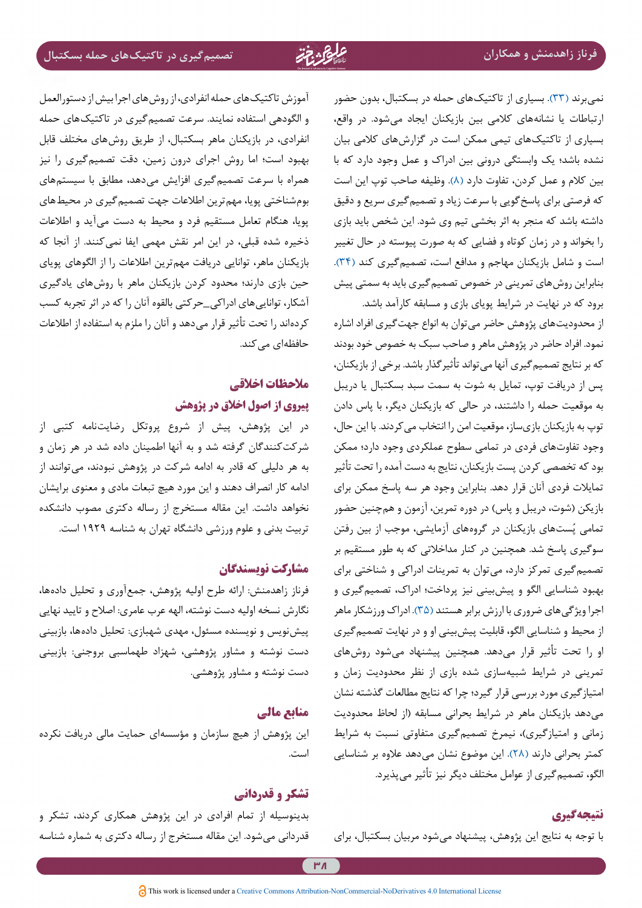نمی‌برند (۳۳). بسیاری از تاکتیک‌های حمله در بسکتبال، بدون حضور ارتباطات یا نشانه‌های کلامی بین بازیکنان ایجاد می‌شود. در واقع، بسیاری از تاکتیک‌های تیمی ممکن است در گزارش‌های کلامی بیان نشده باشد؛ یک وابستگی درونی بین ادراک و عمل وجود دارد که با بین کلام و عمل کردن، تفاوت دارد (۸). وظیفه صاحب توپ این است که فرصتی برای پاسخ‌گویی با سرعت زیاد و تصمیم‌گیری سریع و دقیق داشته باشد که منجر به اثر بخشی تیم وی شود. این شخص باید بازی را بخواند و در زمان کوتاه و فضایی که به صورت پیوسته در حال تغییر است و شامل بازیکنان مهاجم و مدافع است، تصمیم‌گیری کند (۳۴). بنابراین روش‌های تمرینی در خصوص تصمیم‌گیری باید به سمتی پیش برود که در نهایت در شرایط پویای بازی و مسابقه کارآمد باشد.

از محدودیت‌های پژوهش حاضر می‌توان به انواع جهت‌گیری افراد اشاره نمود. افراد حاضر در پژوهش ماهر و صاحب سبک به خصوص خود بودند که بر نتایج تصمیم‌گیری آنها می‌تواند تأثیرگذار باشد. برخی از بازیکنان، پس از دریافت توپ، تمایل به شوت به سمت سبد بسکتبال یا دریبل به موقعیت حمله را داشتند، در حالی که بازیکنان دیگر، با پاس دادن توپ به بازیکنان بازی‌ساز، موقعیت امن را انتخاب می‌کردند. با این حال، وجود تفاوت‌های فردی در تمامی سطوح عملکردی وجود دارد؛ ممکن بود که تخصصی کردن پست بازیکنان، نتایج به دست آمده را تحت تأثیر تمایلات فردی آنان قرار دهد. بنابراین وجود هر سه پاسخ ممکن برای بازیکن (شوت، دریبل و پاس) در دوره تمرین، آزمون و همچنین حضور تمامی پُست‌های بازیکنان در گروه‌های آزمایشی، موجب از بین رفتن سوگیری پاسخ شد. همچنین در کنار مداخلاتی که به طور مستقیم بر تصمیم‌گیری تمرکز دارد، می‌توان به تمرینات ادراکی و شناختی برای بهبود شناسایی الگو و پیش‌بینی نیز پرداخت؛ ادراک، تصمیم‌گیری و اجرا ویژگی‌های ضروری با ارزش برابر هستند (۳۵). ادراک ورزشکار ماهر از محیط و شناسایی الگو، قابلیت پیش‌بینی او و در نهایت تصمیم‌گیری او را تحت تأثیر قرار می‌دهد. همچنین پیشنهاد می‌شود روش‌های تمرینی در شرایط شبیه‌سازی شده بازی از نظر محدودیت زمان و امتیازگیری مورد بررسی قرار گیرد؛ چرا که نتایج مطالعات گذشته نشان می‌دهد بازیکنان ماهر در شرایط بحرانی مسابقه (از لحاظ محدودیت زمانی و امتیازگیری)، نیمرخ تصمیم‌گیری متفاوتی نسبت به شرایط کمتر بحرانی دارند (۲۸). این موضوع نشان می‌دهد علاوه بر شناسایی الگو، تصمیم‌گیری از عوامل مختلف دیگر نیز تأثیر می‌پذیرد.

## نتیجه‌گیری

با توجه به نتایج این پژوهش، پیشنهاد می‌شود مربیان بسکتبال، برای آموزش تاکتیک‌های حمله انفرادی، از روش‌های اجرا بیش از دستورالعمل و الگودهی استفاده نمایند. سرعت تصمیم‌گیری در تاکتیک‌های حمله انفرادی، در بازیکنان ماهر بسکتبال، از طریق روش‌های مختلف قابل بهبود است؛ اما روش اجرای درون زمین، دقت تصمیم‌گیری را نیز همراه با سرعت تصمیم‌گیری افزایش می‌دهد، مطابق با سیستم‌های بوم‌شناختی پویا، مهم‌ترین اطلاعات جهت تصمیم‌گیری در محیط‌های پویا، هنگام تعامل مستقیم فرد و محیط به دست می‌آید و اطلاعات ذخیره شده قبلی، در این امر نقش مهمی ایفا نمی‌کنند. از آنجا که بازیکنان ماهر، توانایی دریافت مهم‌ترین اطلاعات را از الگوهای پویای حین بازی دارند؛ محدود کردن بازیکنان ماهر با روش‌های یادگیری آشکار، توانایی‌های ادراکی_حرکتی بالقوه آنان را که در اثر تجربه کسب کرده‌اند را تحت تأثیر قرار می‌دهد و آنان را ملزم به استفاده از اطلاعات حافظه‌ای می‌کند.

## ملاحظات اخلاقی

### پیروی از اصول اخلاق در پژوهش

در این پژوهش، پیش از شروع پروتکل رضایت‌نامه کتبی از شرکت‌کنندگان گرفته شد و به آنها اطمینان داده شد در هر زمان و به هر دلیلی که قادر به ادامه شرکت در پژوهش نبودند، می‌توانند از ادامه کار انصراف دهند و این مورد هیچ تبعات مادی و معنوی برایشان نخواهد داشت. این مقاله مستخرج از رساله دکتری مصوب دانشکده تربیت بدنی و علوم ورزشی دانشگاه تهران به شناسه ۱۹۲۹ است.

## مشارکت نویسندگان

فرناز زاهدمنش: ارائه طرح اولیه پژوهش، جمع‌آوری و تحلیل داده‌ها، نگارش نسخه اولیه دست نوشته، الهه عرب عامری: اصلاح و تایید نهایی پیش‌نویس و نویسنده مسئول، مهدی شهبازی: تحلیل داده‌ها، بازبینی دست نوشته و مشاور پژوهشی، شهزاد طهماسبی بروجنی: بازبینی دست نوشته و مشاور پژوهشی.

## منابع مالی

این پژوهش از هیچ سازمان و مؤسسه‌ای حمایت مالی دریافت نکرده است.

## تشکر و قدردانی

بدینوسیله از تمام افرادی در این پژوهش همکاری کردند، تشکر و قدردانی می‌شود. این مقاله مستخرج از رساله دکتری به شماره شناسه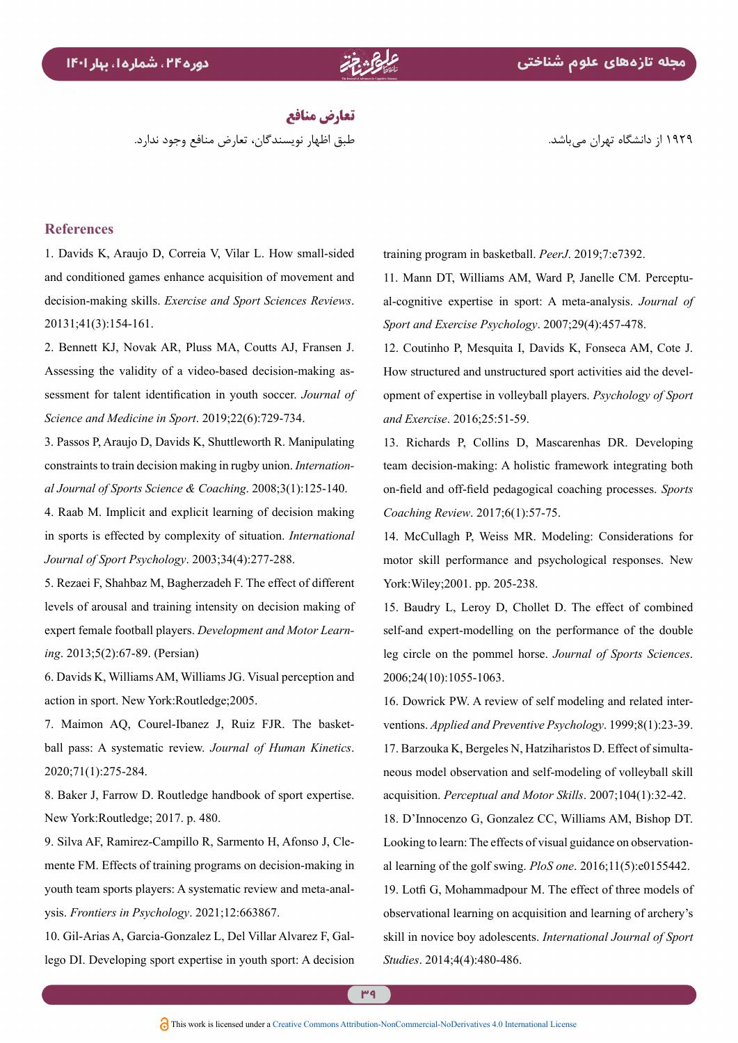۱۹۲۹ از دانشگاه تهران می‌باشد.

## تعارض منافع

طبق اظهار نویسندگان، تعارض منافع وجود ندارد.

## References

1. Davids K, Araujo D, Correia V, Vilar L. How small-sided and conditioned games enhance acquisition of movement and decision-making skills. *Exercise and Sport Sciences Reviews*. 20131;41(3):154-161.
2. Bennett KJ, Novak AR, Pluss MA, Coutts AJ, Fransen J. Assessing the validity of a video-based decision-making assessment for talent identification in youth soccer. *Journal of Science and Medicine in Sport*. 2019;22(6):729-734.
3. Passos P, Araujo D, Davids K, Shuttleworth R. Manipulating constraints to train decision making in rugby union. *International Journal of Sports Science & Coaching*. 2008;3(1):125-140.
4. Raab M. Implicit and explicit learning of decision making in sports is effected by complexity of situation. *International Journal of Sport Psychology*. 2003;34(4):277-288.
5. Rezaei F, Shahbaz M, Bagherzadeh F. The effect of different levels of arousal and training intensity on decision making of expert female football players. *Development and Motor Learning*. 2013;5(2):67-89. (Persian)
6. Davids K, Williams AM, Williams JG. Visual perception and action in sport. New York:Routledge;2005.
7. Maimon AQ, Courel-Ibanez J, Ruiz FJR. The basketball pass: A systematic review. *Journal of Human Kinetics*. 2020;71(1):275-284.
8. Baker J, Farrow D. Routledge handbook of sport expertise. New York:Routledge; 2017. p. 480.
9. Silva AF, Ramirez-Campillo R, Sarmento H, Afonso J, Clemente FM. Effects of training programs on decision-making in youth team sports players: A systematic review and meta-analysis. *Frontiers in Psychology*. 2021;12:663867.
10. Gil-Arias A, Garcia-Gonzalez L, Del Villar Alvarez F, Gallego DI. Developing sport expertise in youth sport: A decision training program in basketball. *PeerJ*. 2019;7:e7392.
11. Mann DT, Williams AM, Ward P, Janelle CM. Perceptual-cognitive expertise in sport: A meta-analysis. *Journal of Sport and Exercise Psychology*. 2007;29(4):457-478.
12. Coutinho P, Mesquita I, Davids K, Fonseca AM, Cote J. How structured and unstructured sport activities aid the development of expertise in volleyball players. *Psychology of Sport and Exercise*. 2016;25:51-59.
13. Richards P, Collins D, Mascarenhas DR. Developing team decision-making: A holistic framework integrating both on-field and off-field pedagogical coaching processes. *Sports Coaching Review*. 2017;6(1):57-75.
14. McCullagh P, Weiss MR. Modeling: Considerations for motor skill performance and psychological responses. New York:Wiley;2001. pp. 205-238.
15. Baudry L, Leroy D, Chollet D. The effect of combined self-and expert-modelling on the performance of the double leg circle on the pommel horse. *Journal of Sports Sciences*. 2006;24(10):1055-1063.
16. Dowrick PW. A review of self modeling and related interventions. *Applied and Preventive Psychology*. 1999;8(1):23-39.
17. Barzouka K, Bergeles N, Hatziharistos D. Effect of simultaneous model observation and self-modeling of volleyball skill acquisition. *Perceptual and Motor Skills*. 2007;104(1):32-42.
18. D'Innocenzo G, Gonzalez CC, Williams AM, Bishop DT. Looking to learn: The effects of visual guidance on observational learning of the golf swing. *PloS one*. 2016;11(5):e0155442.
19. Lotfi G, Mohammadpour M. The effect of three models of observational learning on acquisition and learning of archery's skill in novice boy adolescents. *International Journal of Sport Studies*. 2014;4(4):480-486.

This work is licensed under a Creative Commons Attribution-NonCommercial-NoDerivatives 4.0 International License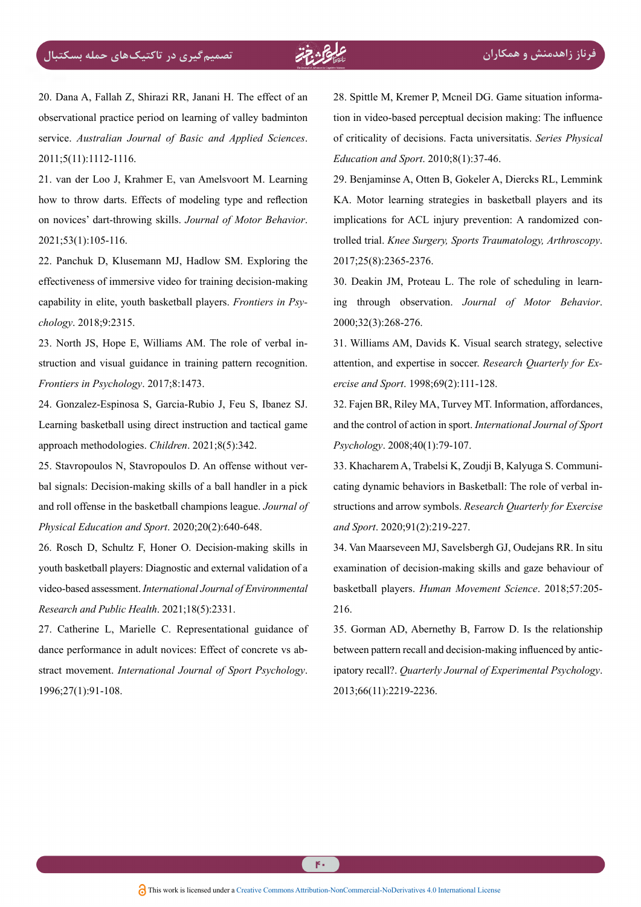20. Dana A, Fallah Z, Shirazi RR, Janani H. The effect of an observational practice period on learning of valley badminton service. *Australian Journal of Basic and Applied Sciences*. 2011;5(11):1112-1116.

21. van der Loo J, Krahmer E, van Amelsvoort M. Learning how to throw darts. Effects of modeling type and reflection on novices' dart-throwing skills. *Journal of Motor Behavior*. 2021;53(1):105-116.

22. Panchuk D, Klusemann MJ, Hadlow SM. Exploring the effectiveness of immersive video for training decision-making capability in elite, youth basketball players. *Frontiers in Psychology*. 2018;9:2315.

23. North JS, Hope E, Williams AM. The role of verbal instruction and visual guidance in training pattern recognition. *Frontiers in Psychology*. 2017;8:1473.

24. Gonzalez-Espinosa S, Garcia-Rubio J, Feu S, Ibanez SJ. Learning basketball using direct instruction and tactical game approach methodologies. *Children*. 2021;8(5):342.

25. Stavropoulos N, Stavropoulos D. An offense without verbal signals: Decision-making skills of a ball handler in a pick and roll offense in the basketball champions league. *Journal of Physical Education and Sport*. 2020;20(2):640-648.

26. Rosch D, Schultz F, Honer O. Decision-making skills in youth basketball players: Diagnostic and external validation of a video-based assessment. *International Journal of Environmental Research and Public Health*. 2021;18(5):2331.

27. Catherine L, Marielle C. Representational guidance of dance performance in adult novices: Effect of concrete vs abstract movement. *International Journal of Sport Psychology*. 1996;27(1):91-108.

28. Spittle M, Kremer P, Mcneil DG. Game situation information in video-based perceptual decision making: The influence of criticality of decisions. Facta universitatis. *Series Physical Education and Sport*. 2010;8(1):37-46.

29. Benjaminse A, Otten B, Gokeler A, Diercks RL, Lemmink KA. Motor learning strategies in basketball players and its implications for ACL injury prevention: A randomized controlled trial. *Knee Surgery, Sports Traumatology, Arthroscopy*. 2017;25(8):2365-2376.

30. Deakin JM, Proteau L. The role of scheduling in learning through observation. *Journal of Motor Behavior*. 2000;32(3):268-276.

31. Williams AM, Davids K. Visual search strategy, selective attention, and expertise in soccer. *Research Quarterly for Exercise and Sport*. 1998;69(2):111-128.

32. Fajen BR, Riley MA, Turvey MT. Information, affordances, and the control of action in sport. *International Journal of Sport Psychology*. 2008;40(1):79-107.

33. Khacharem A, Trabelsi K, Zoudji B, Kalyuga S. Communicating dynamic behaviors in Basketball: The role of verbal instructions and arrow symbols. *Research Quarterly for Exercise and Sport*. 2020;91(2):219-227.

34. Van Maarseveen MJ, Savelsbergh GJ, Oudejans RR. In situ examination of decision-making skills and gaze behaviour of basketball players. *Human Movement Science*. 2018;57:205-216.

35. Gorman AD, Abernethy B, Farrow D. Is the relationship between pattern recall and decision-making influenced by anticipatory recall?. *Quarterly Journal of Experimental Psychology*. 2013;66(11):2219-2236.

This work is licensed under a Creative Commons Attribution-NonCommercial-NoDerivatives 4.0 International License